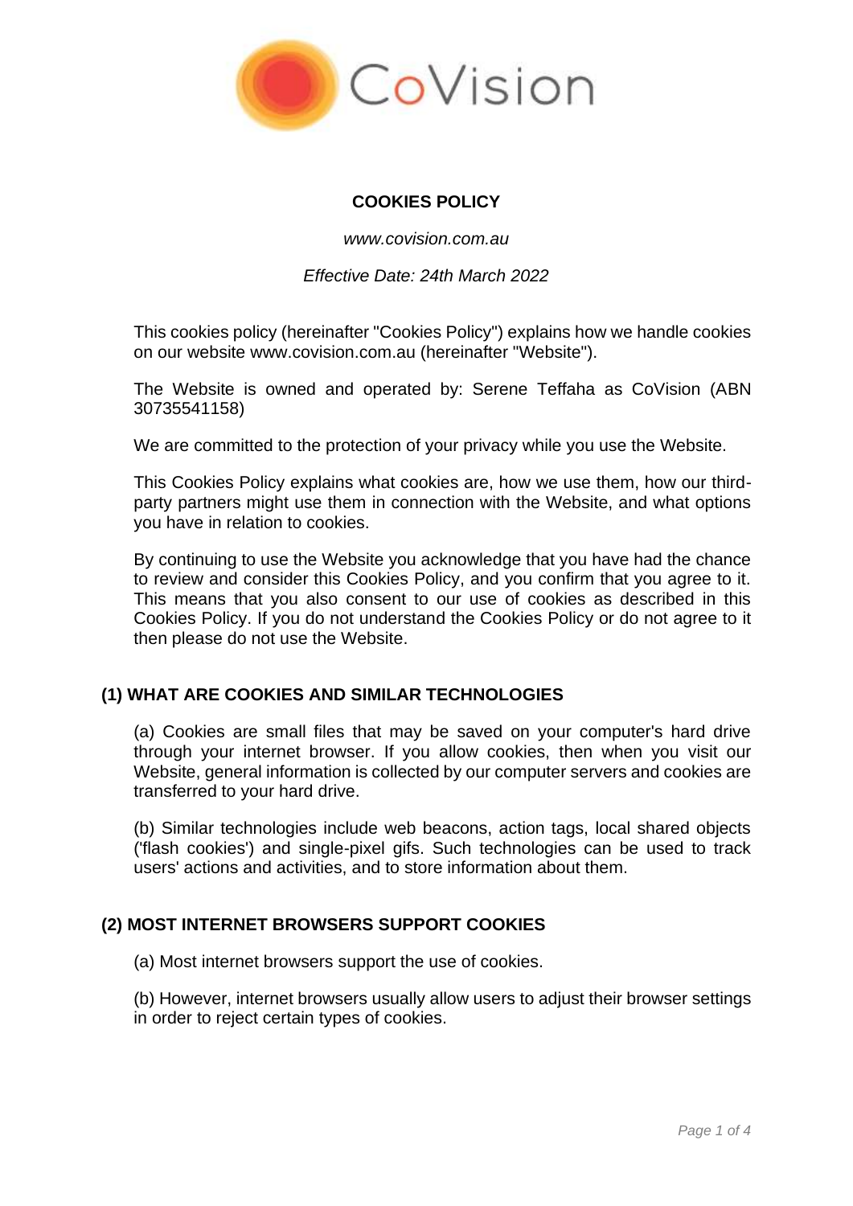# COOKIES POLICY

*www.covision.com.au*

*Effective Date: 24th March 2022*

This cookies policy (hereinafter "Cookies Policy") explains how we handle cookies on our website www.covision.com.au (hereinafter "Website").

The Website is owned and operated by: Serene Teffaha as CoVision (ABN 30735541158)

We are committed to the protection of your privacy while you use the Website.

This Cookies Policy explains what cookies are, how we use them, how our third-party partners might use them in connection with the Website, and what options you have in relation to cookies.

By continuing to use the Website you acknowledge that you have had the chance to review and consider this Cookies Policy, and you confirm that you agree to it. This means that you also consent to our use of cookies as described in this Cookies Policy. If you do not understand the Cookies Policy or do not agree to it then please do not use the Website.

## (1) WHAT ARE COOKIES AND SIMILAR TECHNOLOGIES

(a) Cookies are small files that may be saved on your computer's hard drive through your internet browser. If you allow cookies, then when you visit our Website, general information is collected by our computer servers and cookies are transferred to your hard drive.

(b) Similar technologies include web beacons, action tags, local shared objects ('flash cookies') and single-pixel gifs. Such technologies can be used to track users' actions and activities, and to store information about them.

## (2) MOST INTERNET BROWSERS SUPPORT COOKIES

(a) Most internet browsers support the use of cookies.

(b) However, internet browsers usually allow users to adjust their browser settings in order to reject certain types of cookies.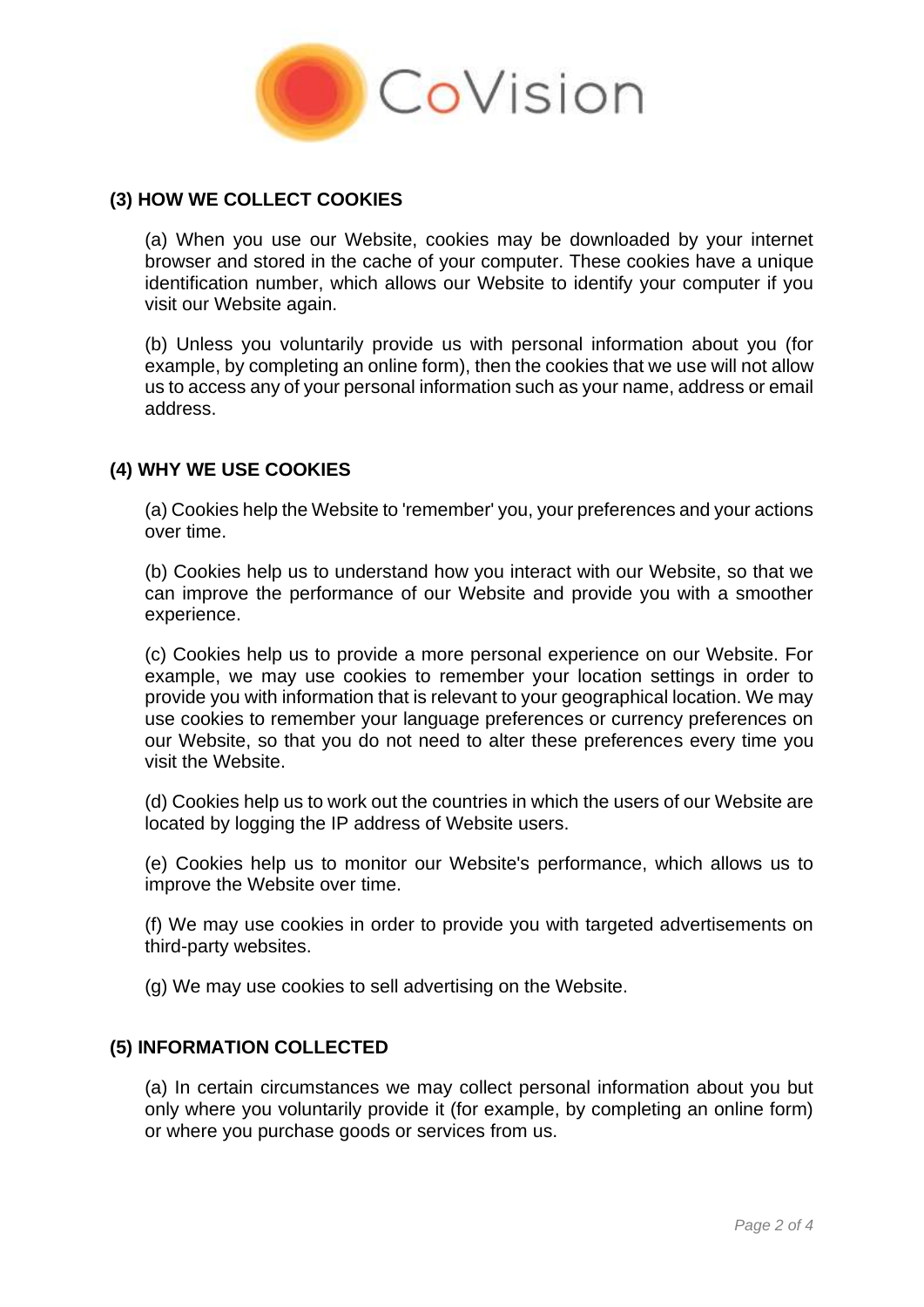## (3) HOW WE COLLECT COOKIES

(a) When you use our Website, cookies may be downloaded by your internet browser and stored in the cache of your computer. These cookies have a unique identification number, which allows our Website to identify your computer if you visit our Website again.

(b) Unless you voluntarily provide us with personal information about you (for example, by completing an online form), then the cookies that we use will not allow us to access any of your personal information such as your name, address or email address.

## (4) WHY WE USE COOKIES

(a) Cookies help the Website to 'remember' you, your preferences and your actions over time.

(b) Cookies help us to understand how you interact with our Website, so that we can improve the performance of our Website and provide you with a smoother experience.

(c) Cookies help us to provide a more personal experience on our Website. For example, we may use cookies to remember your location settings in order to provide you with information that is relevant to your geographical location. We may use cookies to remember your language preferences or currency preferences on our Website, so that you do not need to alter these preferences every time you visit the Website.

(d) Cookies help us to work out the countries in which the users of our Website are located by logging the IP address of Website users.

(e) Cookies help us to monitor our Website's performance, which allows us to improve the Website over time.

(f) We may use cookies in order to provide you with targeted advertisements on third-party websites.

(g) We may use cookies to sell advertising on the Website.

## (5) INFORMATION COLLECTED

(a) In certain circumstances we may collect personal information about you but only where you voluntarily provide it (for example, by completing an online form) or where you purchase goods or services from us.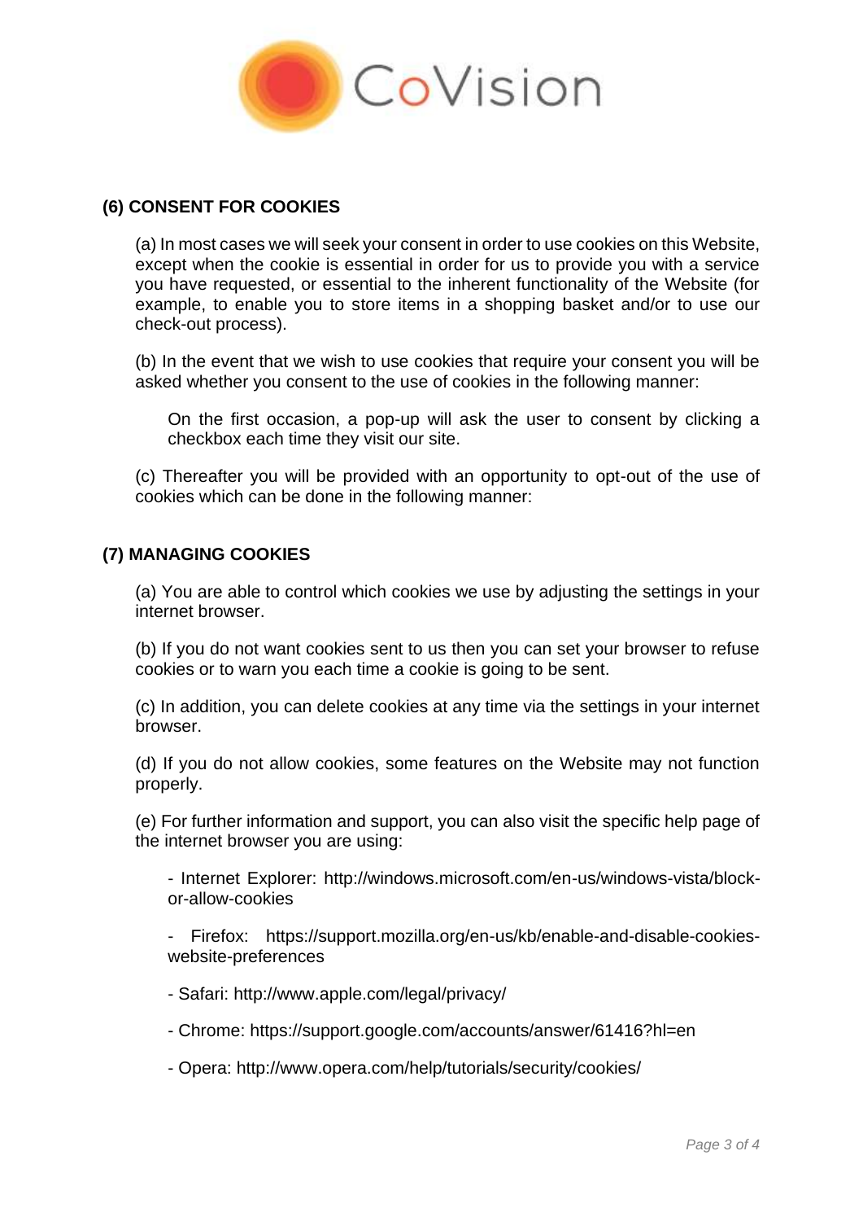## (6) CONSENT FOR COOKIES

(a) In most cases we will seek your consent in order to use cookies on this Website, except when the cookie is essential in order for us to provide you with a service you have requested, or essential to the inherent functionality of the Website (for example, to enable you to store items in a shopping basket and/or to use our check-out process).

(b) In the event that we wish to use cookies that require your consent you will be asked whether you consent to the use of cookies in the following manner:

On the first occasion, a pop-up will ask the user to consent by clicking a checkbox each time they visit our site.

(c) Thereafter you will be provided with an opportunity to opt-out of the use of cookies which can be done in the following manner:

## (7) MANAGING COOKIES

(a) You are able to control which cookies we use by adjusting the settings in your internet browser.

(b) If you do not want cookies sent to us then you can set your browser to refuse cookies or to warn you each time a cookie is going to be sent.

(c) In addition, you can delete cookies at any time via the settings in your internet browser.

(d) If you do not allow cookies, some features on the Website may not function properly.

(e) For further information and support, you can also visit the specific help page of the internet browser you are using:

- Internet Explorer: http://windows.microsoft.com/en-us/windows-vista/block-or-allow-cookies
- Firefox: https://support.mozilla.org/en-us/kb/enable-and-disable-cookies-website-preferences
- Safari: http://www.apple.com/legal/privacy/
- Chrome: https://support.google.com/accounts/answer/61416?hl=en
- Opera: http://www.opera.com/help/tutorials/security/cookies/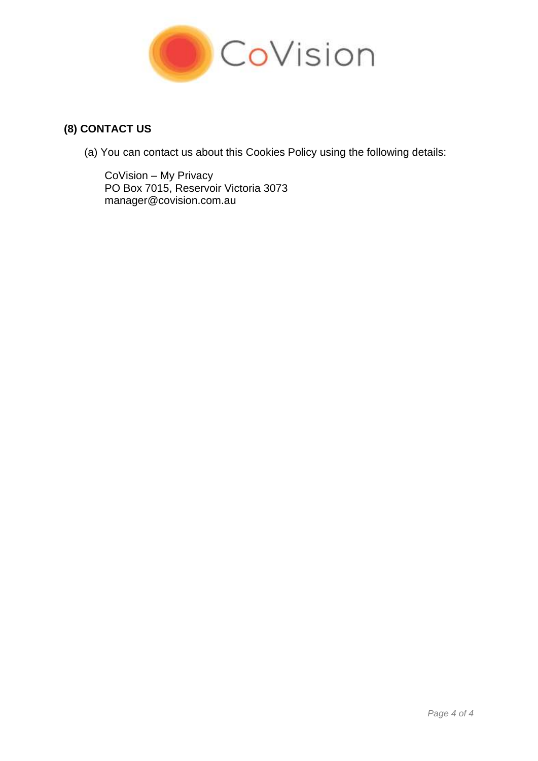## (8) CONTACT US

(a) You can contact us about this Cookies Policy using the following details:

CoVision – My Privacy
PO Box 7015, Reservoir Victoria 3073
manager@covision.com.au